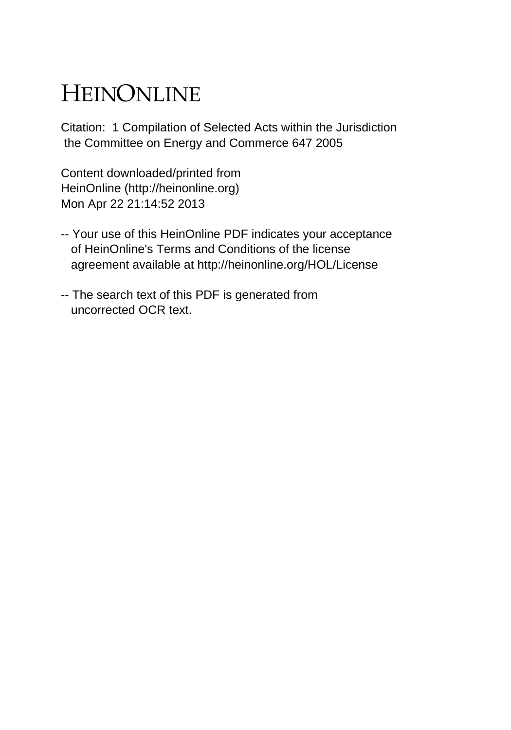# HEINONLINE

Citation: 1 Compilation of Selected Acts within the Jurisdiction the Committee on Energy and Commerce 647 2005

Content downloaded/printed from
HeinOnline (http://heinonline.org)
Mon Apr 22 21:14:52 2013

-- Your use of this HeinOnline PDF indicates your acceptance of HeinOnline's Terms and Conditions of the license agreement available at http://heinonline.org/HOL/License

-- The search text of this PDF is generated from uncorrected OCR text.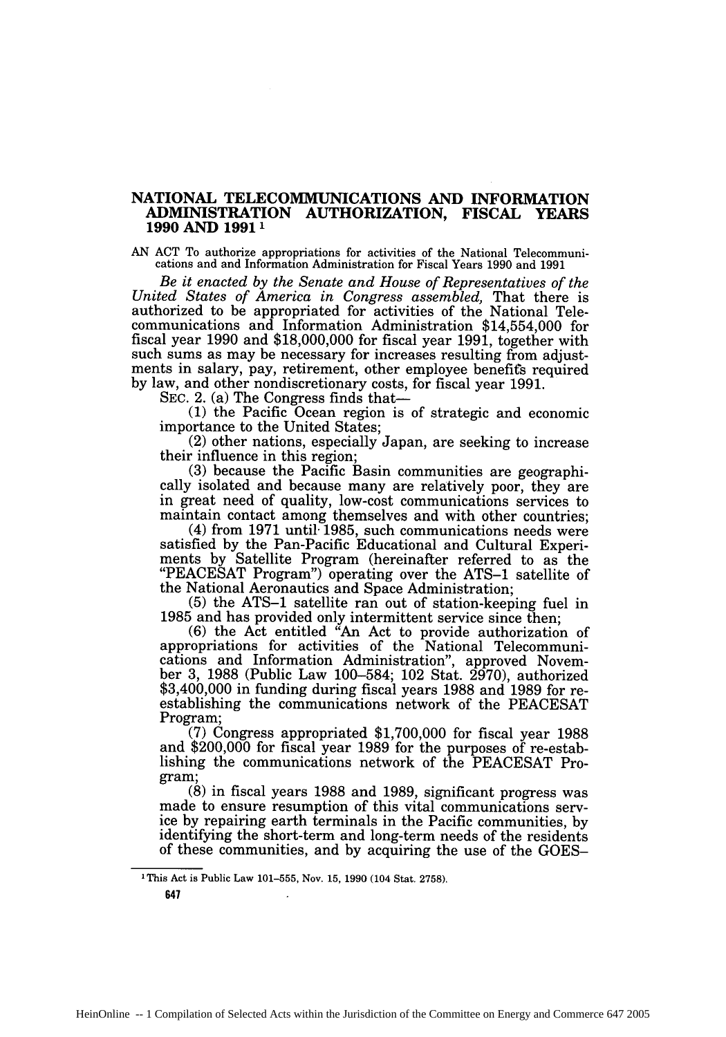## NATIONAL TELECOMMUNICATIONS AND INFORMATION ADMINISTRATION AUTHORIZATION, FISCAL YEARS 1990 AND 1991 [1]

AN ACT To authorize appropriations for activities of the National Telecommunications and and Information Administration for Fiscal Years 1990 and 1991

*Be it enacted by the Senate and House of Representatives of the United States of America in Congress assembled,* That there is authorized to be appropriated for activities of the National Telecommunications and Information Administration $14,554,000 for fiscal year 1990 and $18,000,000 for fiscal year 1991, together with such sums as may be necessary for increases resulting from adjustments in salary, pay, retirement, other employee benefits required by law, and other nondiscretionary costs, for fiscal year 1991.

SEC. 2. (a) The Congress finds that—

(1) the Pacific Ocean region is of strategic and economic importance to the United States;

(2) other nations, especially Japan, are seeking to increase their influence in this region;

(3) because the Pacific Basin communities are geographically isolated and because many are relatively poor, they are in great need of quality, low-cost communications services to maintain contact among themselves and with other countries;

(4) from 1971 until 1985, such communications needs were satisfied by the Pan-Pacific Educational and Cultural Experiments by Satellite Program (hereinafter referred to as the "PEACESAT Program") operating over the ATS–1 satellite of the National Aeronautics and Space Administration;

(5) the ATS–1 satellite ran out of station-keeping fuel in 1985 and has provided only intermittent service since then;

(6) the Act entitled "An Act to provide authorization of appropriations for activities of the National Telecommunications and Information Administration", approved November 3, 1988 (Public Law 100–584; 102 Stat. 2970), authorized $3,400,000 in funding during fiscal years 1988 and 1989 for re-establishing the communications network of the PEACESAT Program;

(7) Congress appropriated $1,700,000 for fiscal year 1988 and $200,000 for fiscal year 1989 for the purposes of re-establishing the communications network of the PEACESAT Program;

(8) in fiscal years 1988 and 1989, significant progress was made to ensure resumption of this vital communications service by repairing earth terminals in the Pacific communities, by identifying the short-term and long-term needs of the residents of these communities, and by acquiring the use of the GOES–

---

[1] This Act is Public Law 101–555, Nov. 15, 1990 (104 Stat. 2758).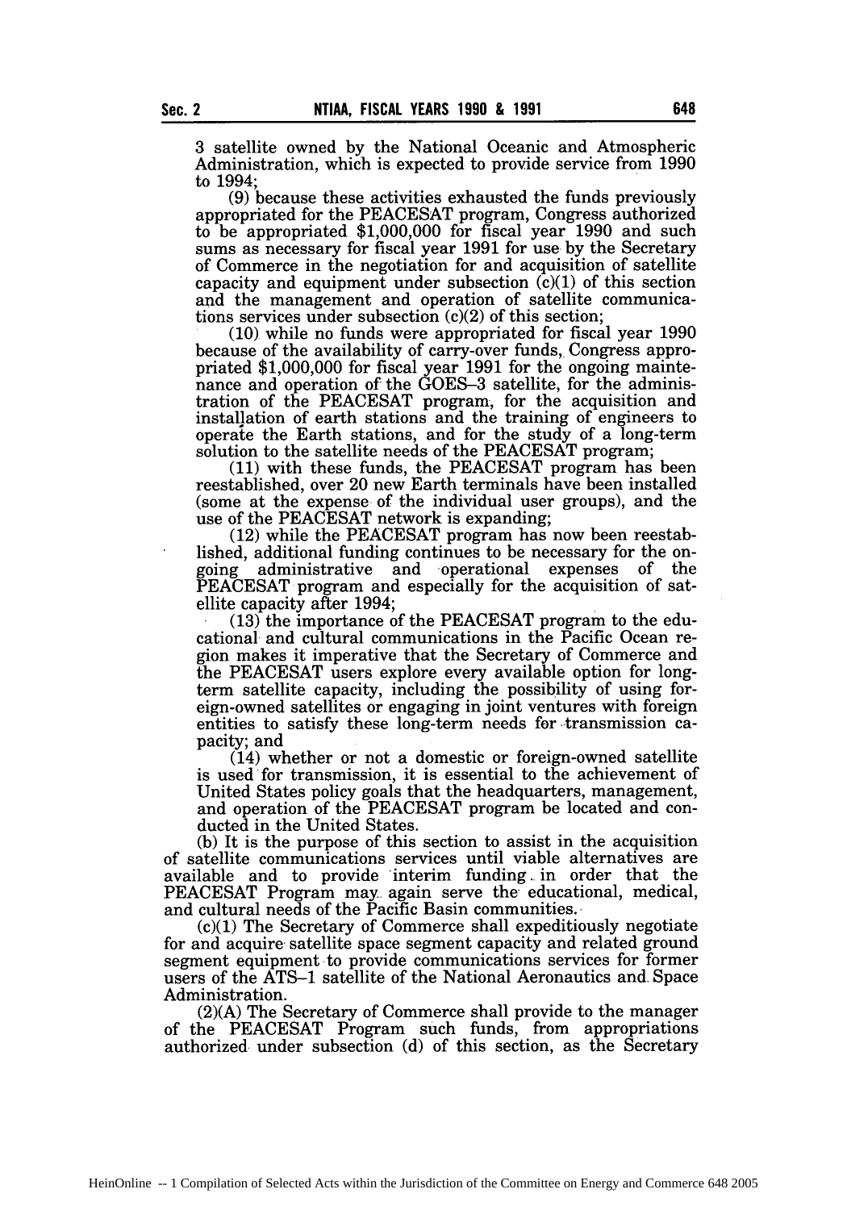3 satellite owned by the National Oceanic and Atmospheric Administration, which is expected to provide service from 1990 to 1994;

(9) because these activities exhausted the funds previously appropriated for the PEACESAT program, Congress authorized to be appropriated $1,000,000 for fiscal year 1990 and such sums as necessary for fiscal year 1991 for use by the Secretary of Commerce in the negotiation for and acquisition of satellite capacity and equipment under subsection (c)(1) of this section and the management and operation of satellite communications services under subsection (c)(2) of this section;

(10) while no funds were appropriated for fiscal year 1990 because of the availability of carry-over funds, Congress appropriated $1,000,000 for fiscal year 1991 for the ongoing maintenance and operation of the GOES–3 satellite, for the administration of the PEACESAT program, for the acquisition and installation of earth stations and the training of engineers to operate the Earth stations, and for the study of a long-term solution to the satellite needs of the PEACESAT program;

(11) with these funds, the PEACESAT program has been reestablished, over 20 new Earth terminals have been installed (some at the expense of the individual user groups), and the use of the PEACESAT network is expanding;

(12) while the PEACESAT program has now been reestablished, additional funding continues to be necessary for the ongoing administrative and operational expenses of the PEACESAT program and especially for the acquisition of satellite capacity after 1994;

(13) the importance of the PEACESAT program to the educational and cultural communications in the Pacific Ocean region makes it imperative that the Secretary of Commerce and the PEACESAT users explore every available option for long-term satellite capacity, including the possibility of using foreign-owned satellites or engaging in joint ventures with foreign entities to satisfy these long-term needs for transmission capacity; and

(14) whether or not a domestic or foreign-owned satellite is used for transmission, it is essential to the achievement of United States policy goals that the headquarters, management, and operation of the PEACESAT program be located and conducted in the United States.

(b) It is the purpose of this section to assist in the acquisition of satellite communications services until viable alternatives are available and to provide interim funding in order that the PEACESAT Program may again serve the educational, medical, and cultural needs of the Pacific Basin communities.

(c)(1) The Secretary of Commerce shall expeditiously negotiate for and acquire satellite space segment capacity and related ground segment equipment to provide communications services for former users of the ATS–1 satellite of the National Aeronautics and Space Administration.

(2)(A) The Secretary of Commerce shall provide to the manager of the PEACESAT Program such funds, from appropriations authorized under subsection (d) of this section, as the Secretary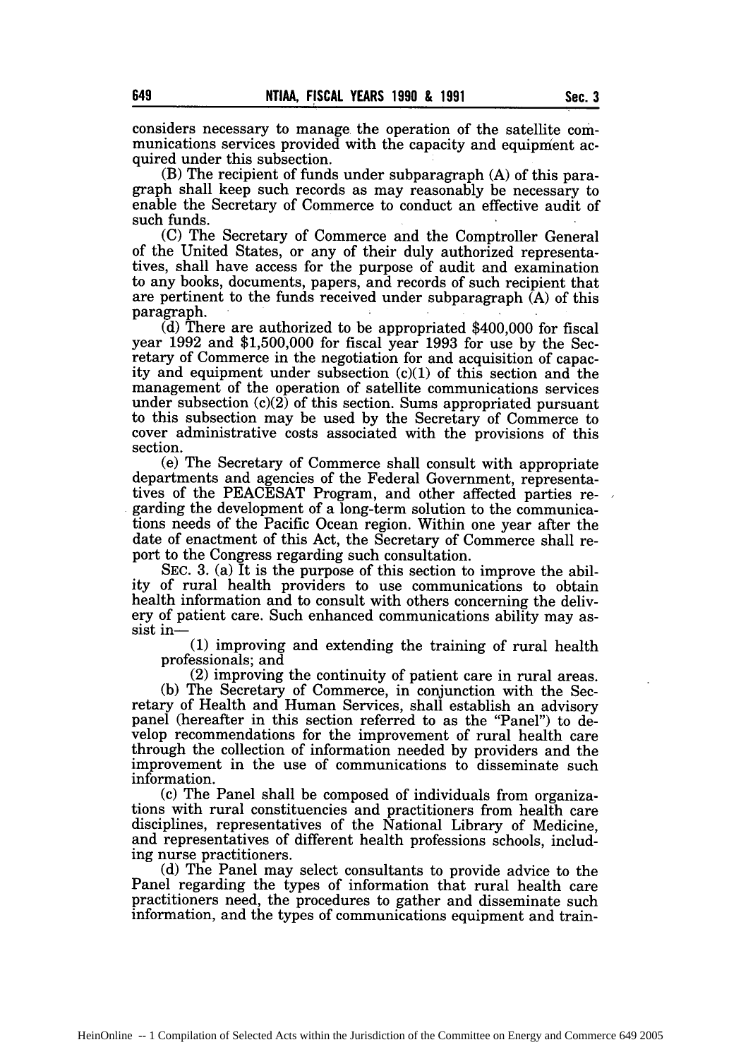considers necessary to manage the operation of the satellite communications services provided with the capacity and equipment acquired under this subsection.

(B) The recipient of funds under subparagraph (A) of this paragraph shall keep such records as may reasonably be necessary to enable the Secretary of Commerce to conduct an effective audit of such funds.

(C) The Secretary of Commerce and the Comptroller General of the United States, or any of their duly authorized representatives, shall have access for the purpose of audit and examination to any books, documents, papers, and records of such recipient that are pertinent to the funds received under subparagraph (A) of this paragraph.

(d) There are authorized to be appropriated $400,000 for fiscal year 1992 and $1,500,000 for fiscal year 1993 for use by the Secretary of Commerce in the negotiation for and acquisition of capacity and equipment under subsection (c)(1) of this section and the management of the operation of satellite communications services under subsection (c)(2) of this section. Sums appropriated pursuant to this subsection may be used by the Secretary of Commerce to cover administrative costs associated with the provisions of this section.

(e) The Secretary of Commerce shall consult with appropriate departments and agencies of the Federal Government, representatives of the PEACESAT Program, and other affected parties regarding the development of a long-term solution to the communications needs of the Pacific Ocean region. Within one year after the date of enactment of this Act, the Secretary of Commerce shall report to the Congress regarding such consultation.

SEC. 3. (a) It is the purpose of this section to improve the ability of rural health providers to use communications to obtain health information and to consult with others concerning the delivery of patient care. Such enhanced communications ability may assist in—

(1) improving and extending the training of rural health professionals; and

(2) improving the continuity of patient care in rural areas.

(b) The Secretary of Commerce, in conjunction with the Secretary of Health and Human Services, shall establish an advisory panel (hereafter in this section referred to as the "Panel") to develop recommendations for the improvement of rural health care through the collection of information needed by providers and the improvement in the use of communications to disseminate such information.

(c) The Panel shall be composed of individuals from organizations with rural constituencies and practitioners from health care disciplines, representatives of the National Library of Medicine, and representatives of different health professions schools, including nurse practitioners.

(d) The Panel may select consultants to provide advice to the Panel regarding the types of information that rural health care practitioners need, the procedures to gather and disseminate such information, and the types of communications equipment and train-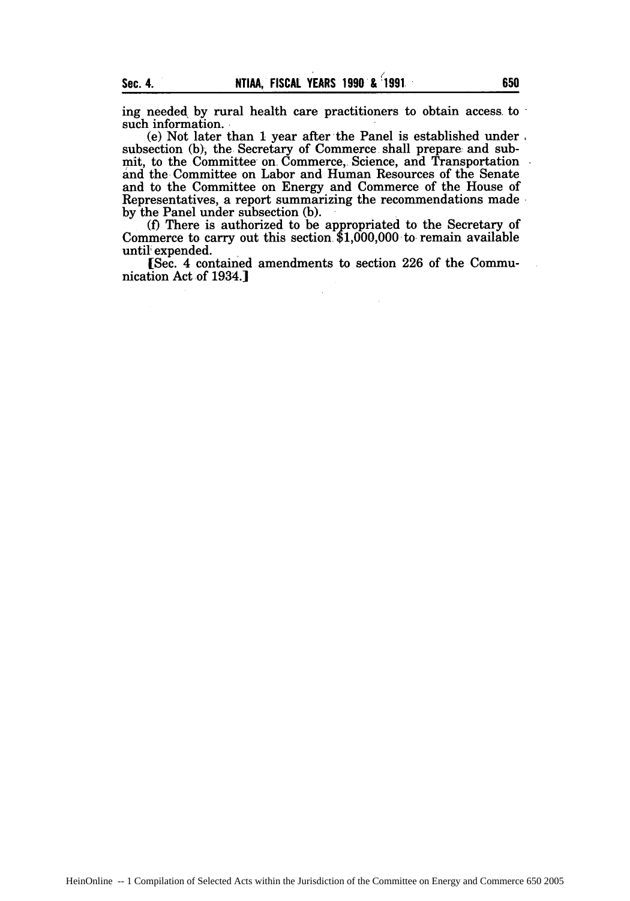ing needed by rural health care practitioners to obtain access to such information.

(e) Not later than 1 year after the Panel is established under subsection (b), the Secretary of Commerce shall prepare and submit, to the Committee on Commerce, Science, and Transportation and the Committee on Labor and Human Resources of the Senate and to the Committee on Energy and Commerce of the House of Representatives, a report summarizing the recommendations made by the Panel under subsection (b).

(f) There is authorized to be appropriated to the Secretary of Commerce to carry out this section $1,000,000 to remain available until expended.

[Sec. 4 contained amendments to section 226 of the Communication Act of 1934.]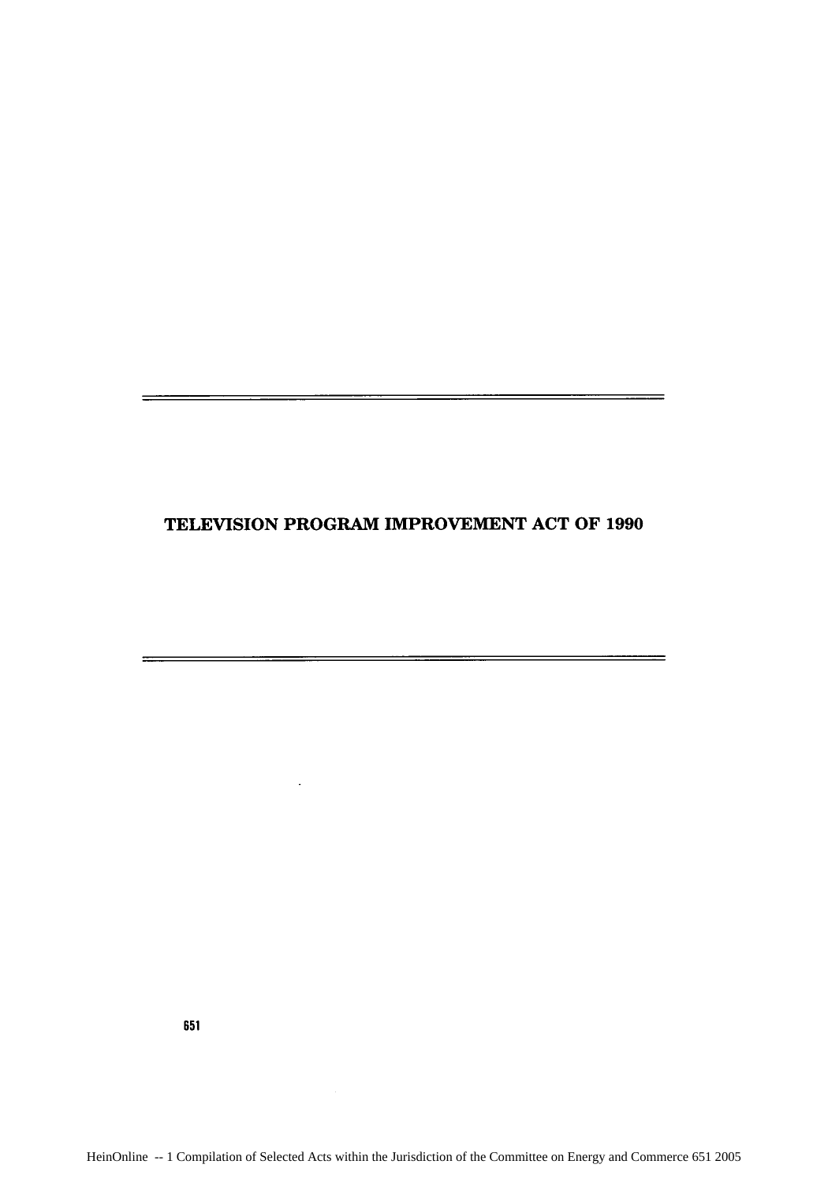# TELEVISION PROGRAM IMPROVEMENT ACT OF 1990